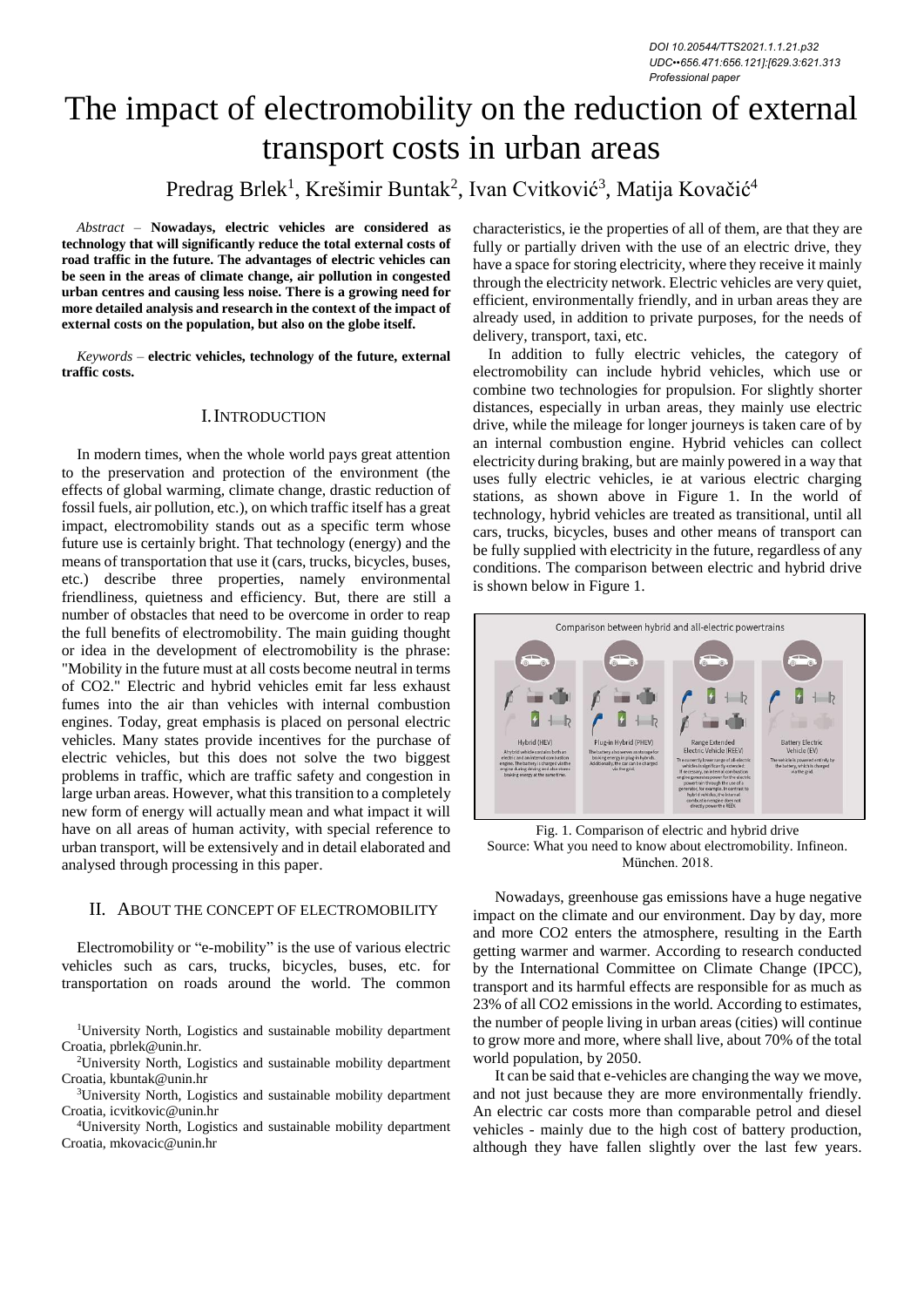DOI 10.20544/TTS2021.1.1.21.p32
UDC••656.471:656.121]:[629.3:621.313
Professional paper

# The impact of electromobility on the reduction of external transport costs in urban areas

Predrag Brlek[1], Krešimir Buntak[2], Ivan Cvitković[3], Matija Kovačić[4]

*Abstract* – **Nowadays, electric vehicles are considered as technology that will significantly reduce the total external costs of road traffic in the future. The advantages of electric vehicles can be seen in the areas of climate change, air pollution in congested urban centres and causing less noise. There is a growing need for more detailed analysis and research in the context of the impact of external costs on the population, but also on the globe itself.**

*Keywords* – **electric vehicles, technology of the future, external traffic costs.**

## I. INTRODUCTION

In modern times, when the whole world pays great attention to the preservation and protection of the environment (the effects of global warming, climate change, drastic reduction of fossil fuels, air pollution, etc.), on which traffic itself has a great impact, electromobility stands out as a specific term whose future use is certainly bright. That technology (energy) and the means of transportation that use it (cars, trucks, bicycles, buses, etc.) describe three properties, namely environmental friendliness, quietness and efficiency. But, there are still a number of obstacles that need to be overcome in order to reap the full benefits of electromobility. The main guiding thought or idea in the development of electromobility is the phrase: "Mobility in the future must at all costs become neutral in terms of CO2." Electric and hybrid vehicles emit far less exhaust fumes into the air than vehicles with internal combustion engines. Today, great emphasis is placed on personal electric vehicles. Many states provide incentives for the purchase of electric vehicles, but this does not solve the two biggest problems in traffic, which are traffic safety and congestion in large urban areas. However, what this transition to a completely new form of energy will actually mean and what impact it will have on all areas of human activity, with special reference to urban transport, will be extensively and in detail elaborated and analysed through processing in this paper.

## II. ABOUT THE CONCEPT OF ELECTROMOBILITY

Electromobility or "e-mobility" is the use of various electric vehicles such as cars, trucks, bicycles, buses, etc. for transportation on roads around the world. The common characteristics, ie the properties of all of them, are that they are fully or partially driven with the use of an electric drive, they have a space for storing electricity, where they receive it mainly through the electricity network. Electric vehicles are very quiet, efficient, environmentally friendly, and in urban areas they are already used, in addition to private purposes, for the needs of delivery, transport, taxi, etc.

In addition to fully electric vehicles, the category of electromobility can include hybrid vehicles, which use or combine two technologies for propulsion. For slightly shorter distances, especially in urban areas, they mainly use electric drive, while the mileage for longer journeys is taken care of by an internal combustion engine. Hybrid vehicles can collect electricity during braking, but are mainly powered in a way that uses fully electric vehicles, ie at various electric charging stations, as shown above in Figure 1. In the world of technology, hybrid vehicles are treated as transitional, until all cars, trucks, bicycles, buses and other means of transport can be fully supplied with electricity in the future, regardless of any conditions. The comparison between electric and hybrid drive is shown below in Figure 1.

Fig. 1. Comparison of electric and hybrid drive
Source: What you need to know about electromobility. Infineon. München. 2018.

Nowadays, greenhouse gas emissions have a huge negative impact on the climate and our environment. Day by day, more and more CO2 enters the atmosphere, resulting in the Earth getting warmer and warmer. According to research conducted by the International Committee on Climate Change (IPCC), transport and its harmful effects are responsible for as much as 23% of all CO2 emissions in the world. According to estimates, the number of people living in urban areas (cities) will continue to grow more and more, where shall live, about 70% of the total world population, by 2050.

It can be said that e-vehicles are changing the way we move, and not just because they are more environmentally friendly. An electric car costs more than comparable petrol and diesel vehicles - mainly due to the high cost of battery production, although they have fallen slightly over the last few years.

[1]University North, Logistics and sustainable mobility department Croatia, pbrlek@unin.hr.

[2]University North, Logistics and sustainable mobility department Croatia, kbuntak@unin.hr

[3]University North, Logistics and sustainable mobility department Croatia, icvitkovic@unin.hr

[4]University North, Logistics and sustainable mobility department Croatia, mkovacic@unin.hr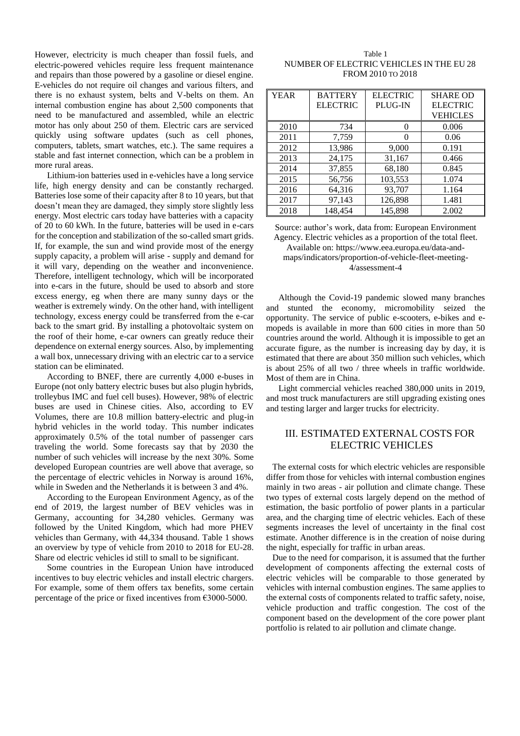However, electricity is much cheaper than fossil fuels, and electric-powered vehicles require less frequent maintenance and repairs than those powered by a gasoline or diesel engine. E-vehicles do not require oil changes and various filters, and there is no exhaust system, belts and V-belts on them. An internal combustion engine has about 2,500 components that need to be manufactured and assembled, while an electric motor has only about 250 of them. Electric cars are serviced quickly using software updates (such as cell phones, computers, tablets, smart watches, etc.). The same requires a stable and fast internet connection, which can be a problem in more rural areas.

Lithium-ion batteries used in e-vehicles have a long service life, high energy density and can be constantly recharged. Batteries lose some of their capacity after 8 to 10 years, but that doesn't mean they are damaged, they simply store slightly less energy. Most electric cars today have batteries with a capacity of 20 to 60 kWh. In the future, batteries will be used in e-cars for the conception and stabilization of the so-called smart grids. If, for example, the sun and wind provide most of the energy supply capacity, a problem will arise - supply and demand for it will vary, depending on the weather and inconvenience. Therefore, intelligent technology, which will be incorporated into e-cars in the future, should be used to absorb and store excess energy, eg when there are many sunny days or the weather is extremely windy. On the other hand, with intelligent technology, excess energy could be transferred from the e-car back to the smart grid. By installing a photovoltaic system on the roof of their home, e-car owners can greatly reduce their dependence on external energy sources. Also, by implementing a wall box, unnecessary driving with an electric car to a service station can be eliminated.

According to BNEF, there are currently 4,000 e-buses in Europe (not only battery electric buses but also plugin hybrids, trolleybus IMC and fuel cell buses). However, 98% of electric buses are used in Chinese cities. Also, according to EV Volumes, there are 10.8 million battery-electric and plug-in hybrid vehicles in the world today. This number indicates approximately 0.5% of the total number of passenger cars traveling the world. Some forecasts say that by 2030 the number of such vehicles will increase by the next 30%. Some developed European countries are well above that average, so the percentage of electric vehicles in Norway is around 16%, while in Sweden and the Netherlands it is between 3 and 4%.

According to the European Environment Agency, as of the end of 2019, the largest number of BEV vehicles was in Germany, accounting for 34,280 vehicles. Germany was followed by the United Kingdom, which had more PHEV vehicles than Germany, with 44,334 thousand. Table 1 shows an overview by type of vehicle from 2010 to 2018 for EU-28. Share od electric vehicles id still to small to be significant.

Some countries in the European Union have introduced incentives to buy electric vehicles and install electric chargers. For example, some of them offers tax benefits, some certain percentage of the price or fixed incentives from €3000-5000.

Table 1
NUMBER OF ELECTRIC VEHICLES IN THE EU 28 FROM 2010 TO 2018

| YEAR | BATTERY ELECTRIC | ELECTRIC PLUG-IN | SHARE OD ELECTRIC VEHICLES |
|---|---|---|---|
| 2010 | 734 | 0 | 0.006 |
| 2011 | 7,759 | 0 | 0.06 |
| 2012 | 13,986 | 9,000 | 0.191 |
| 2013 | 24,175 | 31,167 | 0.466 |
| 2014 | 37,855 | 68,180 | 0.845 |
| 2015 | 56,756 | 103,553 | 1.074 |
| 2016 | 64,316 | 93,707 | 1.164 |
| 2017 | 97,143 | 126,898 | 1.481 |
| 2018 | 148,454 | 145,898 | 2.002 |

Source: author's work, data from: European Environment Agency. Electric vehicles as a proportion of the total fleet. Available on: https://www.eea.europa.eu/data-and-maps/indicators/proportion-of-vehicle-fleet-meeting-4/assessment-4

Although the Covid-19 pandemic slowed many branches and stunted the economy, micromobility seized the opportunity. The service of public e-scooters, e-bikes and e-mopeds is available in more than 600 cities in more than 50 countries around the world. Although it is impossible to get an accurate figure, as the number is increasing day by day, it is estimated that there are about 350 million such vehicles, which is about 25% of all two / three wheels in traffic worldwide. Most of them are in China.

Light commercial vehicles reached 380,000 units in 2019, and most truck manufacturers are still upgrading existing ones and testing larger and larger trucks for electricity.

## III. ESTIMATED EXTERNAL COSTS FOR ELECTRIC VEHICLES

The external costs for which electric vehicles are responsible differ from those for vehicles with internal combustion engines mainly in two areas - air pollution and climate change. These two types of external costs largely depend on the method of estimation, the basic portfolio of power plants in a particular area, and the charging time of electric vehicles. Each of these segments increases the level of uncertainty in the final cost estimate. Another difference is in the creation of noise during the night, especially for traffic in urban areas.

Due to the need for comparison, it is assumed that the further development of components affecting the external costs of electric vehicles will be comparable to those generated by vehicles with internal combustion engines. The same applies to the external costs of components related to traffic safety, noise, vehicle production and traffic congestion. The cost of the component based on the development of the core power plant portfolio is related to air pollution and climate change.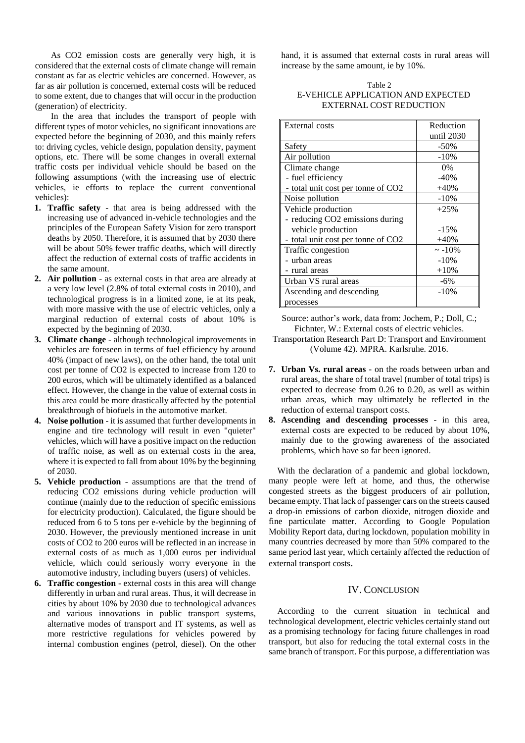As CO2 emission costs are generally very high, it is considered that the external costs of climate change will remain constant as far as electric vehicles are concerned. However, as far as air pollution is concerned, external costs will be reduced to some extent, due to changes that will occur in the production (generation) of electricity.

In the area that includes the transport of people with different types of motor vehicles, no significant innovations are expected before the beginning of 2030, and this mainly refers to: driving cycles, vehicle design, population density, payment options, etc. There will be some changes in overall external traffic costs per individual vehicle should be based on the following assumptions (with the increasing use of electric vehicles, ie efforts to replace the current conventional vehicles):

1. **Traffic safety** - that area is being addressed with the increasing use of advanced in-vehicle technologies and the principles of the European Safety Vision for zero transport deaths by 2050. Therefore, it is assumed that by 2030 there will be about 50% fewer traffic deaths, which will directly affect the reduction of external costs of traffic accidents in the same amount.
2. **Air pollution** - as external costs in that area are already at a very low level (2.8% of total external costs in 2010), and technological progress is in a limited zone, ie at its peak, with more massive with the use of electric vehicles, only a marginal reduction of external costs of about 10% is expected by the beginning of 2030.
3. **Climate change** - although technological improvements in vehicles are foreseen in terms of fuel efficiency by around 40% (impact of new laws), on the other hand, the total unit cost per tonne of CO2 is expected to increase from 120 to 200 euros, which will be ultimately identified as a balanced effect. However, the change in the value of external costs in this area could be more drastically affected by the potential breakthrough of biofuels in the automotive market.
4. **Noise pollution** - it is assumed that further developments in engine and tire technology will result in even "quieter" vehicles, which will have a positive impact on the reduction of traffic noise, as well as on external costs in the area, where it is expected to fall from about 10% by the beginning of 2030.
5. **Vehicle production** - assumptions are that the trend of reducing CO2 emissions during vehicle production will continue (mainly due to the reduction of specific emissions for electricity production). Calculated, the figure should be reduced from 6 to 5 tons per e-vehicle by the beginning of 2030. However, the previously mentioned increase in unit costs of CO2 to 200 euros will be reflected in an increase in external costs of as much as 1,000 euros per individual vehicle, which could seriously worry everyone in the automotive industry, including buyers (users) of vehicles.
6. **Traffic congestion** - external costs in this area will change differently in urban and rural areas. Thus, it will decrease in cities by about 10% by 2030 due to technological advances and various innovations in public transport systems, alternative modes of transport and IT systems, as well as more restrictive regulations for vehicles powered by internal combustion engines (petrol, diesel). On the other hand, it is assumed that external costs in rural areas will increase by the same amount, ie by 10%.

Table 2
E-VEHICLE APPLICATION AND EXPECTED EXTERNAL COST REDUCTION

| External costs | Reduction until 2030 |
|---|---|
| Safety | -50% |
| Air pollution | -10% |
| Climate change | 0% |
| - fuel efficiency | -40% |
| - total unit cost per tonne of CO2 | +40% |
| Noise pollution | -10% |
| Vehicle production | +25% |
| - reducing CO2 emissions during vehicle production | -15% |
| - total unit cost per tonne of CO2 | +40% |
| Traffic congestion | ~ -10% |
| - urban areas | -10% |
| - rural areas | +10% |
| Urban VS rural areas | -6% |
| Ascending and descending processes | -10% |

Source: author's work, data from: Jochem, P.; Doll, C.; Fichnter, W.: External costs of electric vehicles. Transportation Research Part D: Transport and Environment (Volume 42). MPRA. Karlsruhe. 2016.

7. **Urban Vs. rural areas** - on the roads between urban and rural areas, the share of total travel (number of total trips) is expected to decrease from 0.26 to 0.20, as well as within urban areas, which may ultimately be reflected in the reduction of external transport costs.
8. **Ascending and descending processes** - in this area, external costs are expected to be reduced by about 10%, mainly due to the growing awareness of the associated problems, which have so far been ignored.

With the declaration of a pandemic and global lockdown, many people were left at home, and thus, the otherwise congested streets as the biggest producers of air pollution, became empty. That lack of passenger cars on the streets caused a drop-in emissions of carbon dioxide, nitrogen dioxide and fine particulate matter. According to Google Population Mobility Report data, during lockdown, population mobility in many countries decreased by more than 50% compared to the same period last year, which certainly affected the reduction of external transport costs.

## IV. Conclusion

According to the current situation in technical and technological development, electric vehicles certainly stand out as a promising technology for facing future challenges in road transport, but also for reducing the total external costs in the same branch of transport. For this purpose, a differentiation was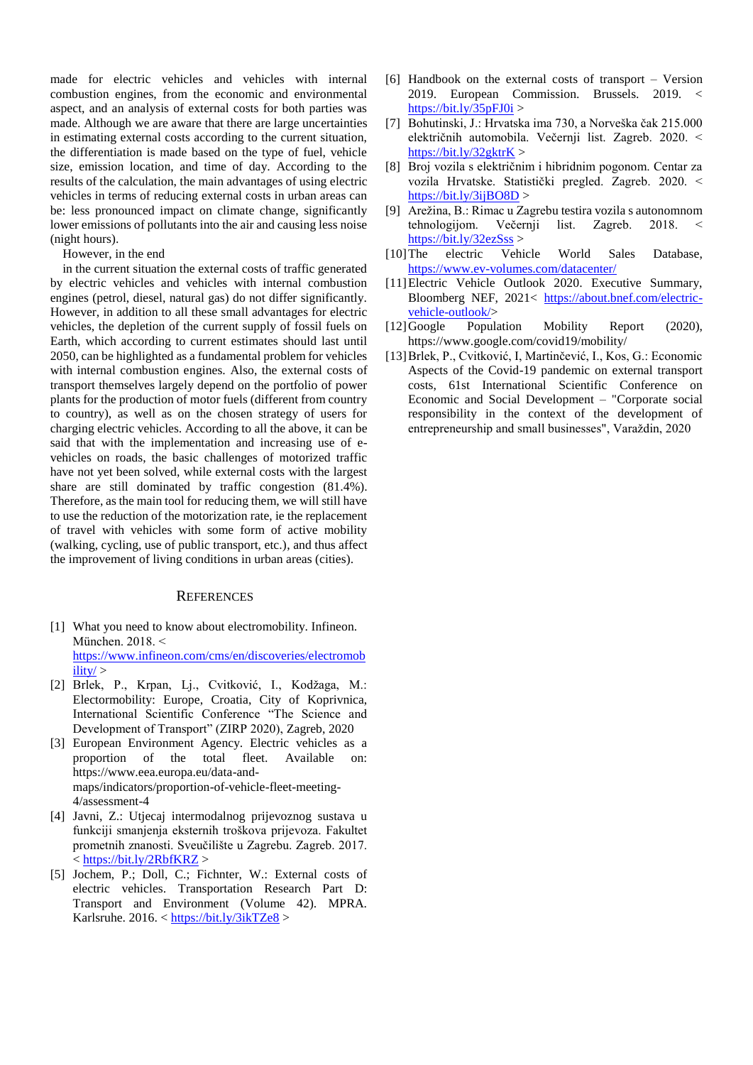made for electric vehicles and vehicles with internal combustion engines, from the economic and environmental aspect, and an analysis of external costs for both parties was made. Although we are aware that there are large uncertainties in estimating external costs according to the current situation, the differentiation is made based on the type of fuel, vehicle size, emission location, and time of day. According to the results of the calculation, the main advantages of using electric vehicles in terms of reducing external costs in urban areas can be: less pronounced impact on climate change, significantly lower emissions of pollutants into the air and causing less noise (night hours).

However, in the end

in the current situation the external costs of traffic generated by electric vehicles and vehicles with internal combustion engines (petrol, diesel, natural gas) do not differ significantly. However, in addition to all these small advantages for electric vehicles, the depletion of the current supply of fossil fuels on Earth, which according to current estimates should last until 2050, can be highlighted as a fundamental problem for vehicles with internal combustion engines. Also, the external costs of transport themselves largely depend on the portfolio of power plants for the production of motor fuels (different from country to country), as well as on the chosen strategy of users for charging electric vehicles. According to all the above, it can be said that with the implementation and increasing use of e-vehicles on roads, the basic challenges of motorized traffic have not yet been solved, while external costs with the largest share are still dominated by traffic congestion (81.4%). Therefore, as the main tool for reducing them, we will still have to use the reduction of the motorization rate, ie the replacement of travel with vehicles with some form of active mobility (walking, cycling, use of public transport, etc.), and thus affect the improvement of living conditions in urban areas (cities).

## References

[1] What you need to know about electromobility. Infineon. München. 2018. < https://www.infineon.com/cms/en/discoveries/electromobility/ >

[2] Brlek, P., Krpan, Lj., Cvitković, I., Kodžaga, M.: Electormobility: Europe, Croatia, City of Koprivnica, International Scientific Conference "The Science and Development of Transport" (ZIRP 2020), Zagreb, 2020

[3] European Environment Agency. Electric vehicles as a proportion of the total fleet. Available on: https://www.eea.europa.eu/data-and-maps/indicators/proportion-of-vehicle-fleet-meeting-4/assessment-4

[4] Javni, Z.: Utjecaj intermodalnog prijevoznog sustava u funkciji smanjenja eksternih troškova prijevoza. Fakultet prometnih znanosti. Sveučilište u Zagrebu. Zagreb. 2017. < https://bit.ly/2RbfKRZ >

[5] Jochem, P.; Doll, C.; Fichtner, W.: External costs of electric vehicles. Transportation Research Part D: Transport and Environment (Volume 42). MPRA. Karlsruhe. 2016. < https://bit.ly/3ikTZe8 >

[6] Handbook on the external costs of transport – Version 2019. European Commission. Brussels. 2019. < https://bit.ly/35pFJ0i >

[7] Bohutinski, J.: Hrvatska ima 730, a Norveška čak 215.000 električnih automobila. Večernji list. Zagreb. 2020. < https://bit.ly/32gktrK >

[8] Broj vozila s električnim i hibridnim pogonom. Centar za vozila Hrvatske. Statistički pregled. Zagreb. 2020. < https://bit.ly/3ijBO8D >

[9] Arežina, B.: Rimac u Zagrebu testira vozila s autonomnom tehnologijom. Večernji list. Zagreb. 2018. < https://bit.ly/32ezSss >

[10] The electric Vehicle World Sales Database, https://www.ev-volumes.com/datacenter/

[11] Electric Vehicle Outlook 2020. Executive Summary, Bloomberg NEF, 2021< https://about.bnef.com/electric-vehicle-outlook/>

[12] Google Population Mobility Report (2020), https://www.google.com/covid19/mobility/

[13] Brlek, P., Cvitković, I, Martinčević, I., Kos, G.: Economic Aspects of the Covid-19 pandemic on external transport costs, 61st International Scientific Conference on Economic and Social Development – "Corporate social responsibility in the context of the development of entrepreneurship and small businesses", Varaždin, 2020